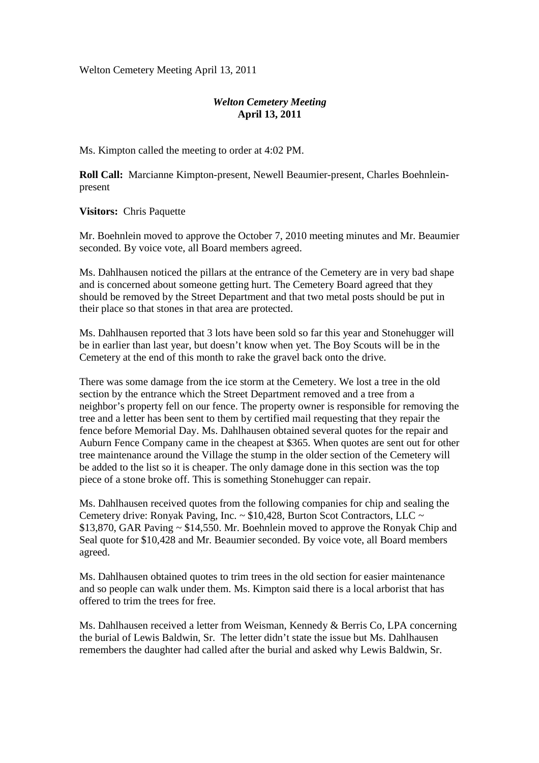Welton Cemetery Meeting April 13, 2011

## *Welton Cemetery Meeting*
**April 13, 2011**

Ms. Kimpton called the meeting to order at 4:02 PM.

**Roll Call:** Marcianne Kimpton-present, Newell Beaumier-present, Charles Boehnlein-present

**Visitors:** Chris Paquette

Mr. Boehnlein moved to approve the October 7, 2010 meeting minutes and Mr. Beaumier seconded. By voice vote, all Board members agreed.

Ms. Dahlhausen noticed the pillars at the entrance of the Cemetery are in very bad shape and is concerned about someone getting hurt. The Cemetery Board agreed that they should be removed by the Street Department and that two metal posts should be put in their place so that stones in that area are protected.

Ms. Dahlhausen reported that 3 lots have been sold so far this year and Stonehugger will be in earlier than last year, but doesn't know when yet. The Boy Scouts will be in the Cemetery at the end of this month to rake the gravel back onto the drive.

There was some damage from the ice storm at the Cemetery. We lost a tree in the old section by the entrance which the Street Department removed and a tree from a neighbor's property fell on our fence. The property owner is responsible for removing the tree and a letter has been sent to them by certified mail requesting that they repair the fence before Memorial Day. Ms. Dahlhausen obtained several quotes for the repair and Auburn Fence Company came in the cheapest at $365. When quotes are sent out for other tree maintenance around the Village the stump in the older section of the Cemetery will be added to the list so it is cheaper. The only damage done in this section was the top piece of a stone broke off. This is something Stonehugger can repair.

Ms. Dahlhausen received quotes from the following companies for chip and sealing the Cemetery drive: Ronyak Paving, Inc. ~ $10,428, Burton Scot Contractors, LLC ~ $13,870, GAR Paving ~ $14,550. Mr. Boehnlein moved to approve the Ronyak Chip and Seal quote for $10,428 and Mr. Beaumier seconded. By voice vote, all Board members agreed.

Ms. Dahlhausen obtained quotes to trim trees in the old section for easier maintenance and so people can walk under them. Ms. Kimpton said there is a local arborist that has offered to trim the trees for free.

Ms. Dahlhausen received a letter from Weisman, Kennedy & Berris Co, LPA concerning the burial of Lewis Baldwin, Sr. The letter didn't state the issue but Ms. Dahlhausen remembers the daughter had called after the burial and asked why Lewis Baldwin, Sr.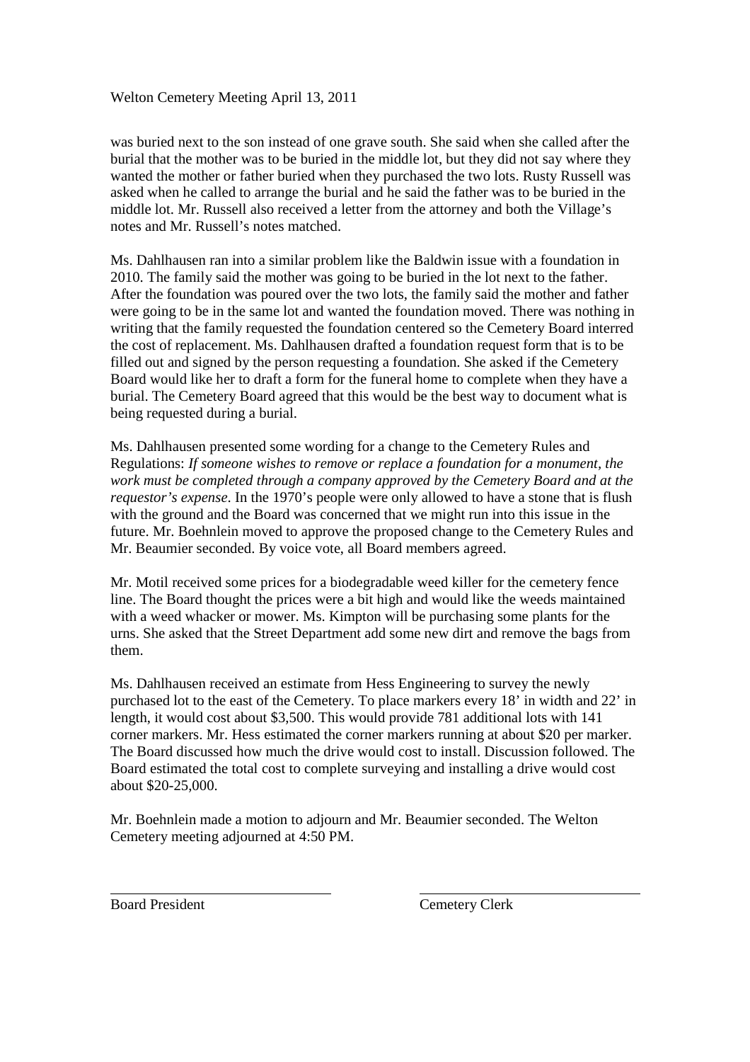Welton Cemetery Meeting April 13, 2011

was buried next to the son instead of one grave south. She said when she called after the burial that the mother was to be buried in the middle lot, but they did not say where they wanted the mother or father buried when they purchased the two lots. Rusty Russell was asked when he called to arrange the burial and he said the father was to be buried in the middle lot. Mr. Russell also received a letter from the attorney and both the Village's notes and Mr. Russell's notes matched.

Ms. Dahlhausen ran into a similar problem like the Baldwin issue with a foundation in 2010. The family said the mother was going to be buried in the lot next to the father. After the foundation was poured over the two lots, the family said the mother and father were going to be in the same lot and wanted the foundation moved. There was nothing in writing that the family requested the foundation centered so the Cemetery Board interred the cost of replacement. Ms. Dahlhausen drafted a foundation request form that is to be filled out and signed by the person requesting a foundation. She asked if the Cemetery Board would like her to draft a form for the funeral home to complete when they have a burial. The Cemetery Board agreed that this would be the best way to document what is being requested during a burial.

Ms. Dahlhausen presented some wording for a change to the Cemetery Rules and Regulations: *If someone wishes to remove or replace a foundation for a monument, the work must be completed through a company approved by the Cemetery Board and at the requestor's expense*. In the 1970's people were only allowed to have a stone that is flush with the ground and the Board was concerned that we might run into this issue in the future. Mr. Boehnlein moved to approve the proposed change to the Cemetery Rules and Mr. Beaumier seconded. By voice vote, all Board members agreed.

Mr. Motil received some prices for a biodegradable weed killer for the cemetery fence line. The Board thought the prices were a bit high and would like the weeds maintained with a weed whacker or mower. Ms. Kimpton will be purchasing some plants for the urns. She asked that the Street Department add some new dirt and remove the bags from them.

Ms. Dahlhausen received an estimate from Hess Engineering to survey the newly purchased lot to the east of the Cemetery. To place markers every 18' in width and 22' in length, it would cost about $3,500. This would provide 781 additional lots with 141 corner markers. Mr. Hess estimated the corner markers running at about $20 per marker. The Board discussed how much the drive would cost to install. Discussion followed. The Board estimated the total cost to complete surveying and installing a drive would cost about $20-25,000.

Mr. Boehnlein made a motion to adjourn and Mr. Beaumier seconded. The Welton Cemetery meeting adjourned at 4:50 PM.

_______________________________ _______________________________

Board President Cemetery Clerk